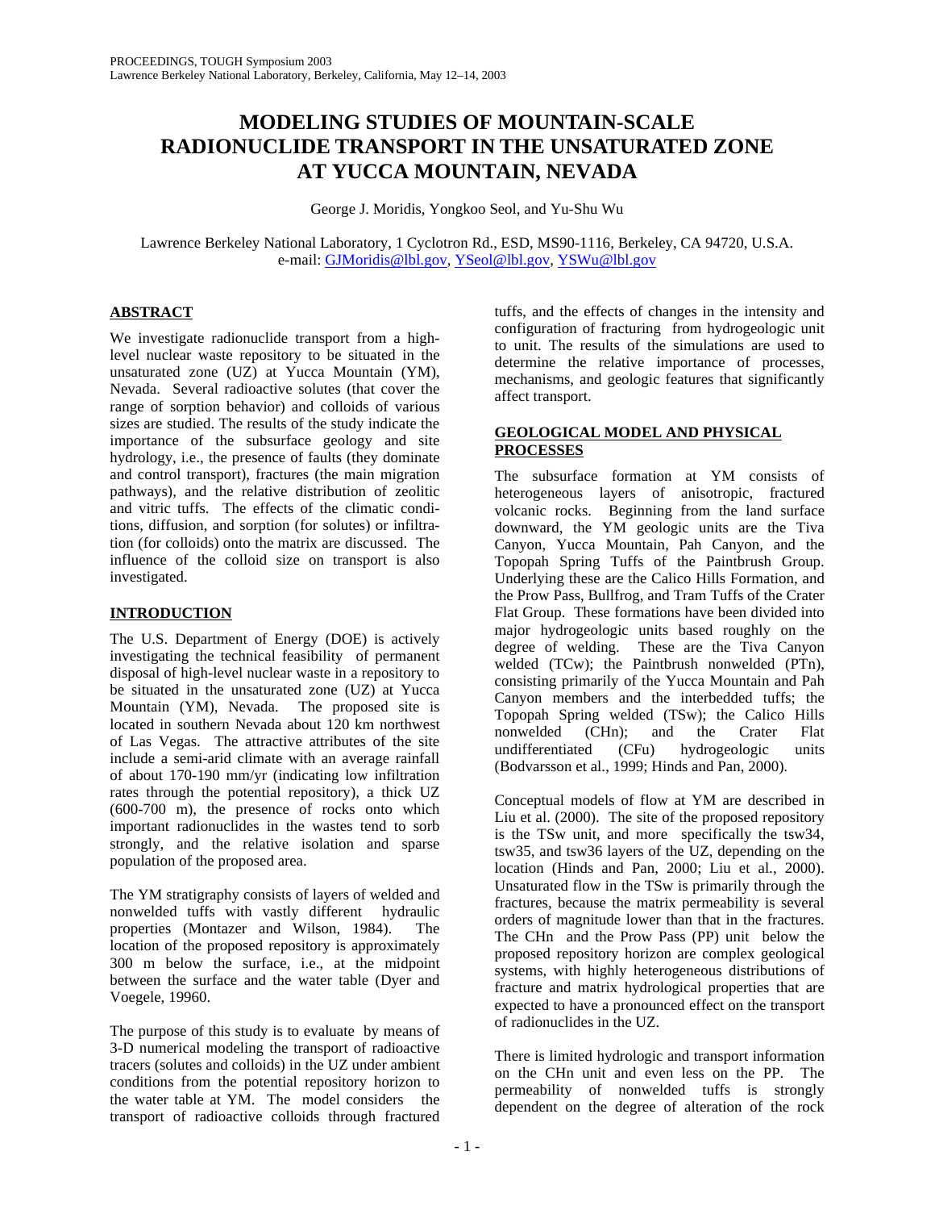# MODELING STUDIES OF MOUNTAIN-SCALE RADIONUCLIDE TRANSPORT IN THE UNSATURATED ZONE AT YUCCA MOUNTAIN, NEVADA

George J. Moridis, Yongkoo Seol, and Yu-Shu Wu

Lawrence Berkeley National Laboratory, 1 Cyclotron Rd., ESD, MS90-1116, Berkeley, CA 94720, U.S.A.
e-mail: GJMoridis@lbl.gov, YSeol@lbl.gov, YSWu@lbl.gov

## ABSTRACT

We investigate radionuclide transport from a high-level nuclear waste repository to be situated in the unsaturated zone (UZ) at Yucca Mountain (YM), Nevada. Several radioactive solutes (that cover the range of sorption behavior) and colloids of various sizes are studied. The results of the study indicate the importance of the subsurface geology and site hydrology, i.e., the presence of faults (they dominate and control transport), fractures (the main migration pathways), and the relative distribution of zeolitic and vitric tuffs. The effects of the climatic conditions, diffusion, and sorption (for solutes) or infiltration (for colloids) onto the matrix are discussed. The influence of the colloid size on transport is also investigated.

## INTRODUCTION

The U.S. Department of Energy (DOE) is actively investigating the technical feasibility of permanent disposal of high-level nuclear waste in a repository to be situated in the unsaturated zone (UZ) at Yucca Mountain (YM), Nevada. The proposed site is located in southern Nevada about 120 km northwest of Las Vegas. The attractive attributes of the site include a semi-arid climate with an average rainfall of about 170-190 mm/yr (indicating low infiltration rates through the potential repository), a thick UZ (600-700 m), the presence of rocks onto which important radionuclides in the wastes tend to sorb strongly, and the relative isolation and sparse population of the proposed area.

The YM stratigraphy consists of layers of welded and nonwelded tuffs with vastly different hydraulic properties (Montazer and Wilson, 1984). The location of the proposed repository is approximately 300 m below the surface, i.e., at the midpoint between the surface and the water table (Dyer and Voegele, 19960.

The purpose of this study is to evaluate by means of 3-D numerical modeling the transport of radioactive tracers (solutes and colloids) in the UZ under ambient conditions from the potential repository horizon to the water table at YM. The model considers the transport of radioactive colloids through fractured tuffs, and the effects of changes in the intensity and configuration of fracturing from hydrogeologic unit to unit. The results of the simulations are used to determine the relative importance of processes, mechanisms, and geologic features that significantly affect transport.

## GEOLOGICAL MODEL AND PHYSICAL PROCESSES

The subsurface formation at YM consists of heterogeneous layers of anisotropic, fractured volcanic rocks. Beginning from the land surface downward, the YM geologic units are the Tiva Canyon, Yucca Mountain, Pah Canyon, and the Topopah Spring Tuffs of the Paintbrush Group. Underlying these are the Calico Hills Formation, and the Prow Pass, Bullfrog, and Tram Tuffs of the Crater Flat Group. These formations have been divided into major hydrogeologic units based roughly on the degree of welding. These are the Tiva Canyon welded (TCw); the Paintbrush nonwelded (PTn), consisting primarily of the Yucca Mountain and Pah Canyon members and the interbedded tuffs; the Topopah Spring welded (TSw); the Calico Hills nonwelded (CHn); and the Crater Flat undifferentiated (CFu) hydrogeologic units (Bodvarsson et al., 1999; Hinds and Pan, 2000).

Conceptual models of flow at YM are described in Liu et al. (2000). The site of the proposed repository is the TSw unit, and more specifically the tsw34, tsw35, and tsw36 layers of the UZ, depending on the location (Hinds and Pan, 2000; Liu et al., 2000). Unsaturated flow in the TSw is primarily through the fractures, because the matrix permeability is several orders of magnitude lower than that in the fractures. The CHn and the Prow Pass (PP) unit below the proposed repository horizon are complex geological systems, with highly heterogeneous distributions of fracture and matrix hydrological properties that are expected to have a pronounced effect on the transport of radionuclides in the UZ.

There is limited hydrologic and transport information on the CHn unit and even less on the PP. The permeability of nonwelded tuffs is strongly dependent on the degree of alteration of the rock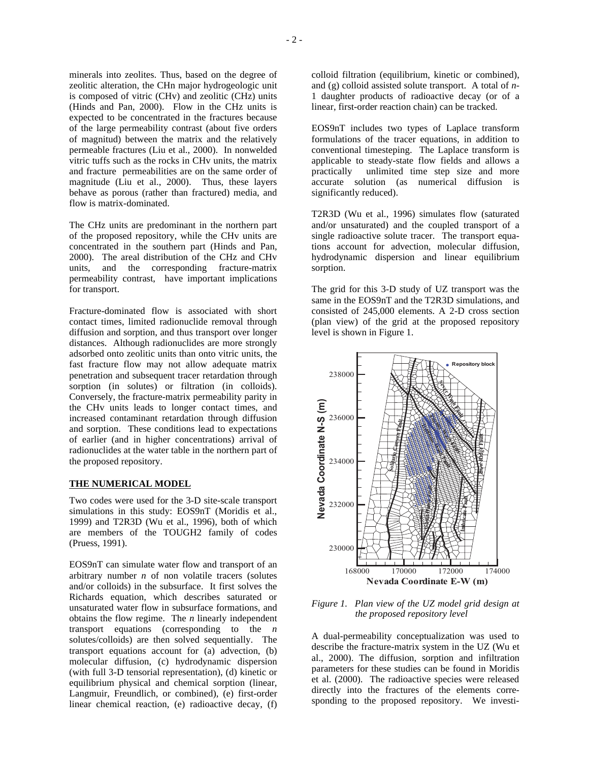minerals into zeolites. Thus, based on the degree of zeolitic alteration, the CHn major hydrogeologic unit is composed of vitric (CHv) and zeolitic (CHz) units (Hinds and Pan, 2000). Flow in the CHz units is expected to be concentrated in the fractures because of the large permeability contrast (about five orders of magnitud) between the matrix and the relatively permeable fractures (Liu et al., 2000). In nonwelded vitric tuffs such as the rocks in CHv units, the matrix and fracture permeabilities are on the same order of magnitude (Liu et al., 2000). Thus, these layers behave as porous (rather than fractured) media, and flow is matrix-dominated.

The CHz units are predominant in the northern part of the proposed repository, while the CHv units are concentrated in the southern part (Hinds and Pan, 2000). The areal distribution of the CHz and CHv units, and the corresponding fracture-matrix permeability contrast, have important implications for transport.

Fracture-dominated flow is associated with short contact times, limited radionuclide removal through diffusion and sorption, and thus transport over longer distances. Although radionuclides are more strongly adsorbed onto zeolitic units than onto vitric units, the fast fracture flow may not allow adequate matrix penetration and subsequent tracer retardation through sorption (in solutes) or filtration (in colloids). Conversely, the fracture-matrix permeability parity in the CHv units leads to longer contact times, and increased contaminant retardation through diffusion and sorption. These conditions lead to expectations of earlier (and in higher concentrations) arrival of radionuclides at the water table in the northern part of the proposed repository.

## THE NUMERICAL MODEL

Two codes were used for the 3-D site-scale transport simulations in this study: EOS9nT (Moridis et al., 1999) and T2R3D (Wu et al., 1996), both of which are members of the TOUGH2 family of codes (Pruess, 1991).

EOS9nT can simulate water flow and transport of an arbitrary number *n* of non volatile tracers (solutes and/or colloids) in the subsurface. It first solves the Richards equation, which describes saturated or unsaturated water flow in subsurface formations, and obtains the flow regime. The *n* linearly independent transport equations (corresponding to the *n* solutes/colloids) are then solved sequentially. The transport equations account for (a) advection, (b) molecular diffusion, (c) hydrodynamic dispersion (with full 3-D tensorial representation), (d) kinetic or equilibrium physical and chemical sorption (linear, Langmuir, Freundlich, or combined), (e) first-order linear chemical reaction, (e) radioactive decay, (f) colloid filtration (equilibrium, kinetic or combined), and (g) colloid assisted solute transport. A total of *n*-1 daughter products of radioactive decay (or of a linear, first-order reaction chain) can be tracked.

EOS9nT includes two types of Laplace transform formulations of the tracer equations, in addition to conventional timesteping. The Laplace transform is applicable to steady-state flow fields and allows a practically unlimited time step size and more accurate solution (as numerical diffusion is significantly reduced).

T2R3D (Wu et al., 1996) simulates flow (saturated and/or unsaturated) and the coupled transport of a single radioactive solute tracer. The transport equations account for advection, molecular diffusion, hydrodynamic dispersion and linear equilibrium sorption.

The grid for this 3-D study of UZ transport was the same in the EOS9nT and the T2R3D simulations, and consisted of 245,000 elements. A 2-D cross section (plan view) of the grid at the proposed repository level is shown in Figure 1.

*Figure 1. Plan view of the UZ model grid design at the proposed repository level*

A dual-permeability conceptualization was used to describe the fracture-matrix system in the UZ (Wu et al., 2000). The diffusion, sorption and infiltration parameters for these studies can be found in Moridis et al. (2000). The radioactive species were released directly into the fractures of the elements corresponding to the proposed repository. We investi-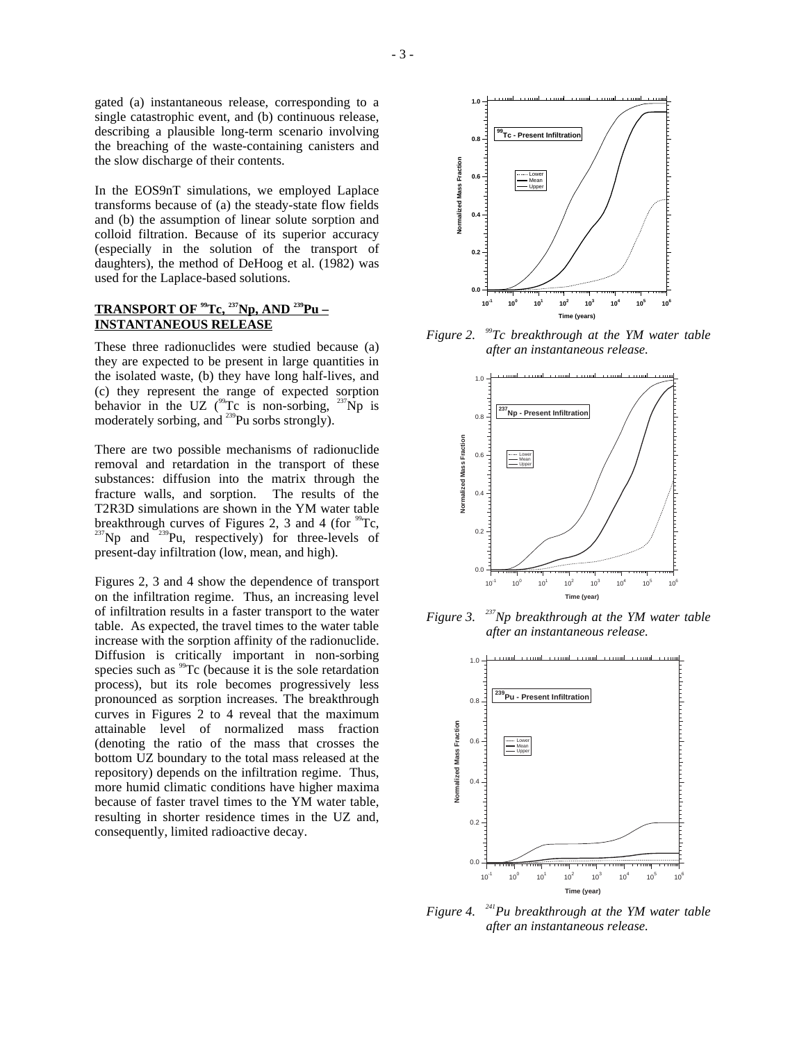gated (a) instantaneous release, corresponding to a single catastrophic event, and (b) continuous release, describing a plausible long-term scenario involving the breaching of the waste-containing canisters and the slow discharge of their contents.

In the EOS9nT simulations, we employed Laplace transforms because of (a) the steady-state flow fields and (b) the assumption of linear solute sorption and colloid filtration. Because of its superior accuracy (especially in the solution of the transport of daughters), the method of DeHoog et al. (1982) was used for the Laplace-based solutions.

## TRANSPORT OF $^{99}$Tc, $^{237}$Np, AND $^{239}$Pu – INSTANTANEOUS RELEASE

These three radionuclides were studied because (a) they are expected to be present in large quantities in the isolated waste, (b) they have long half-lives, and (c) they represent the range of expected sorption behavior in the UZ ($^{99}$Tc is non-sorbing, $^{237}$Np is moderately sorbing, and $^{239}$Pu sorbs strongly).

There are two possible mechanisms of radionuclide removal and retardation in the transport of these substances: diffusion into the matrix through the fracture walls, and sorption. The results of the T2R3D simulations are shown in the YM water table breakthrough curves of Figures 2, 3 and 4 (for $^{99}$Tc, $^{237}$Np and $^{239}$Pu, respectively) for three-levels of present-day infiltration (low, mean, and high).

Figures 2, 3 and 4 show the dependence of transport on the infiltration regime. Thus, an increasing level of infiltration results in a faster transport to the water table. As expected, the travel times to the water table increase with the sorption affinity of the radionuclide. Diffusion is critically important in non-sorbing species such as $^{99}$Tc (because it is the sole retardation process), but its role becomes progressively less pronounced as sorption increases. The breakthrough curves in Figures 2 to 4 reveal that the maximum attainable level of normalized mass fraction (denoting the ratio of the mass that crosses the bottom UZ boundary to the total mass released at the repository) depends on the infiltration regime. Thus, more humid climatic conditions have higher maxima because of faster travel times to the YM water table, resulting in shorter residence times in the UZ and, consequently, limited radioactive decay.

*Figure 2. $^{99}$Tc breakthrough at the YM water table after an instantaneous release.*

*Figure 3. $^{237}$Np breakthrough at the YM water table after an instantaneous release.*

*Figure 4. $^{241}$Pu breakthrough at the YM water table after an instantaneous release.*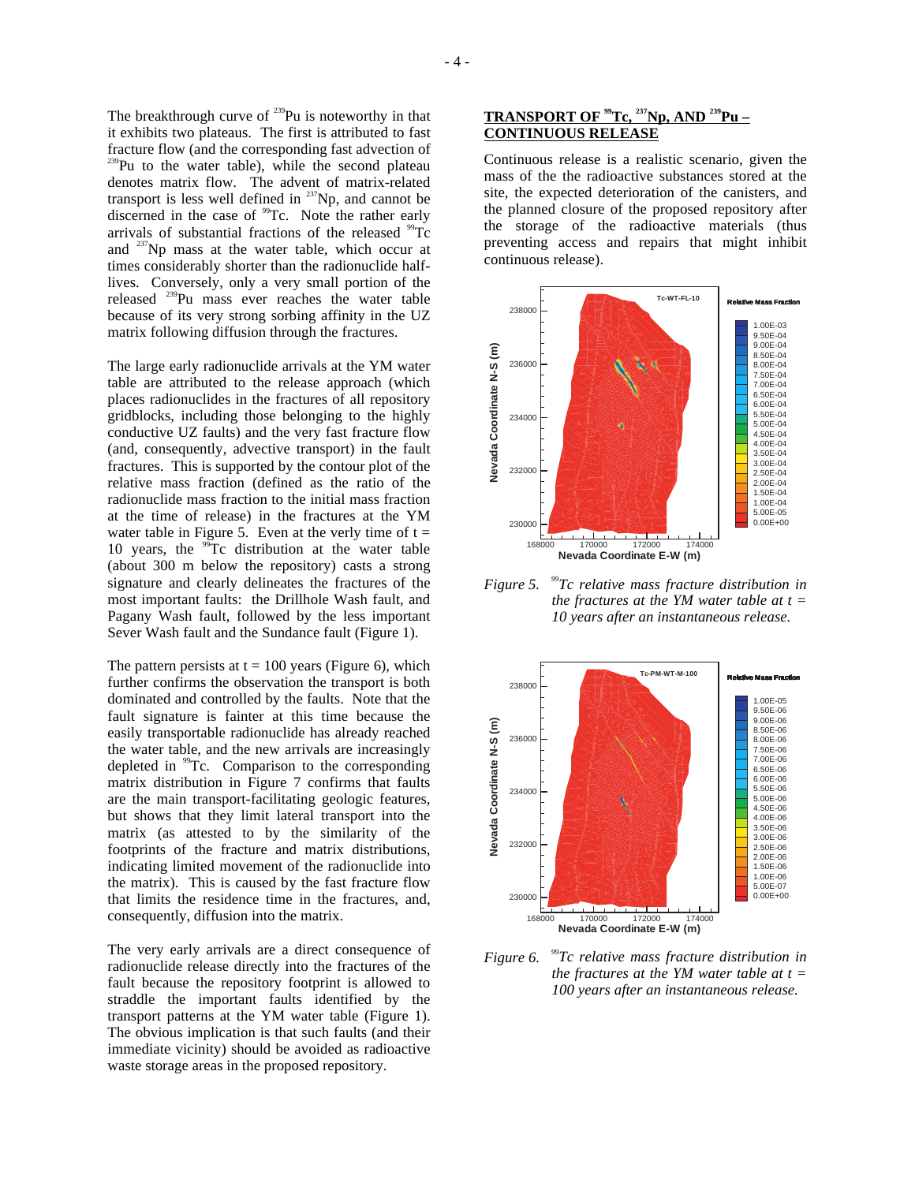The breakthrough curve of $^{239}$Pu is noteworthy in that it exhibits two plateaus. The first is attributed to fast fracture flow (and the corresponding fast advection of $^{239}$Pu to the water table), while the second plateau denotes matrix flow. The advent of matrix-related transport is less well defined in $^{237}$Np, and cannot be discerned in the case of $^{99}$Tc. Note the rather early arrivals of substantial fractions of the released $^{99}$Tc and $^{237}$Np mass at the water table, which occur at times considerably shorter than the radionuclide half-lives. Conversely, only a very small portion of the released $^{239}$Pu mass ever reaches the water table because of its very strong sorbing affinity in the UZ matrix following diffusion through the fractures.

The large early radionuclide arrivals at the YM water table are attributed to the release approach (which places radionuclides in the fractures of all repository gridblocks, including those belonging to the highly conductive UZ faults) and the very fast fracture flow (and, consequently, advective transport) in the fault fractures. This is supported by the contour plot of the relative mass fraction (defined as the ratio of the radionuclide mass fraction to the initial mass fraction at the time of release) in the fractures at the YM water table in Figure 5. Even at the very time of t = 10 years, the $^{99}$Tc distribution at the water table (about 300 m below the repository) casts a strong signature and clearly delineates the fractures of the most important faults: the Drillhole Wash fault, and Pagany Wash fault, followed by the less important Sever Wash fault and the Sundance fault (Figure 1).

The pattern persists at t = 100 years (Figure 6), which further confirms the observation the transport is both dominated and controlled by the faults. Note that the fault signature is fainter at this time because the easily transportable radionuclide has already reached the water table, and the new arrivals are increasingly depleted in $^{99}$Tc. Comparison to the corresponding matrix distribution in Figure 7 confirms that faults are the main transport-facilitating geologic features, but shows that they limit lateral transport into the matrix (as attested to by the similarity of the footprints of the fracture and matrix distributions, indicating limited movement of the radionuclide into the matrix). This is caused by the fast fracture flow that limits the residence time in the fractures, and, consequently, diffusion into the matrix.

The very early arrivals are a direct consequence of radionuclide release directly into the fractures of the fault because the repository footprint is allowed to straddle the important faults identified by the transport patterns at the YM water table (Figure 1). The obvious implication is that such faults (and their immediate vicinity) should be avoided as radioactive waste storage areas in the proposed repository.

## TRANSPORT OF $^{99}$Tc, $^{237}$Np, AND $^{239}$Pu – CONTINUOUS RELEASE

Continuous release is a realistic scenario, given the mass of the the radioactive substances stored at the site, the expected deterioration of the canisters, and the planned closure of the proposed repository after the storage of the radioactive materials (thus preventing access and repairs that might inhibit continuous release).

*Figure 5. $^{99}$Tc relative mass fracture distribution in the fractures at the YM water table at t = 10 years after an instantaneous release.*

*Figure 6. $^{99}$Tc relative mass fracture distribution in the fractures at the YM water table at t = 100 years after an instantaneous release.*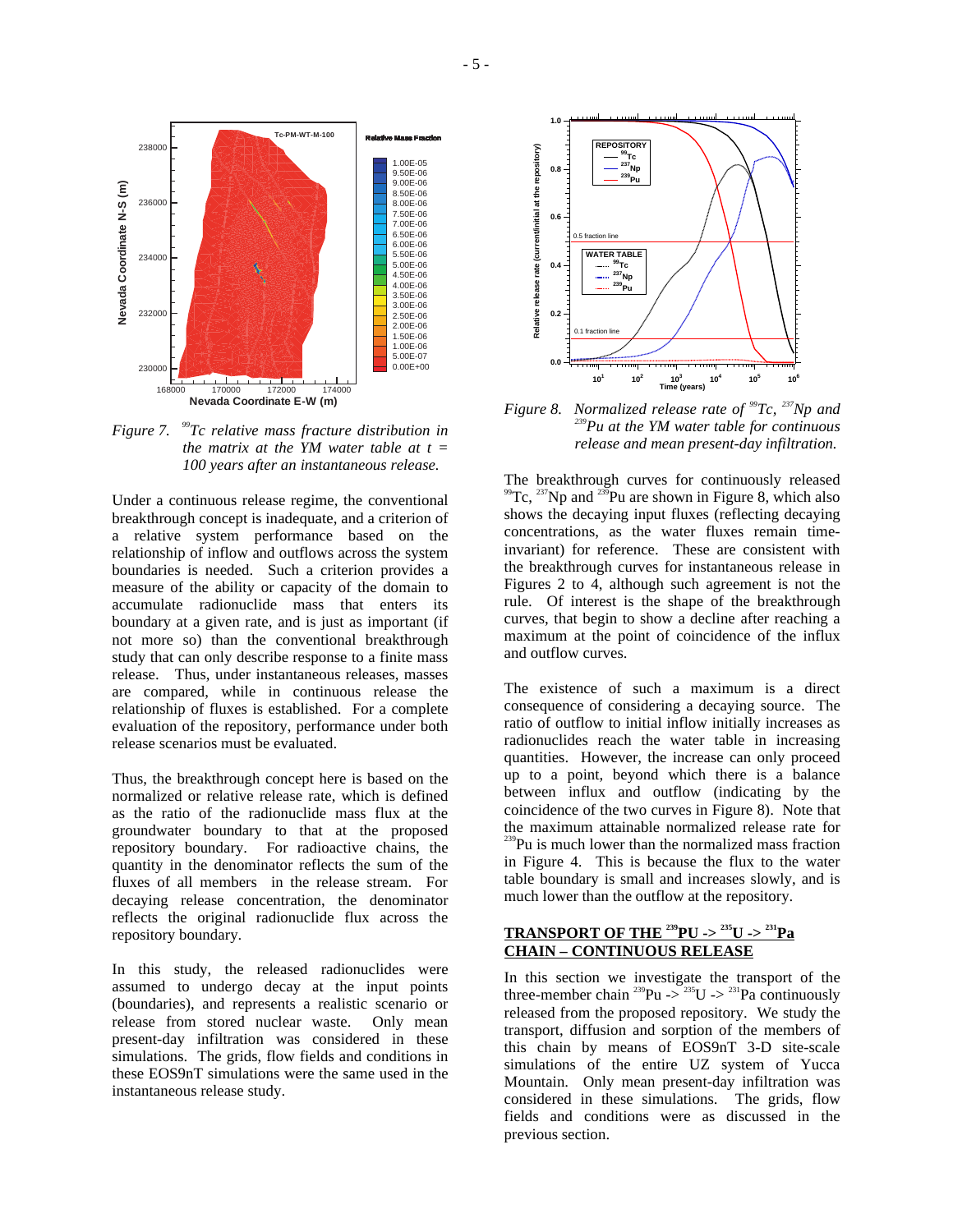*Figure 7.* *$^{99}$Tc relative mass fracture distribution in the matrix at the YM water table at t = 100 years after an instantaneous release.*

Under a continuous release regime, the conventional breakthrough concept is inadequate, and a criterion of a relative system performance based on the relationship of inflow and outflow across the system boundaries is needed. Such a criterion provides a measure of the ability or capacity of the domain to accumulate radionuclide mass that enters its boundary at a given rate, and is just as important (if not more so) than the conventional breakthrough study that can only describe response to a finite mass release. Thus, under instantaneous releases, masses are compared, while in continuous release the relationship of fluxes is established. For a complete evaluation of the repository, performance under both release scenarios must be evaluated.

Thus, the breakthrough concept here is based on the normalized or relative release rate, which is defined as the ratio of the radionuclide mass flux at the groundwater boundary to that at the proposed repository boundary. For radioactive chains, the quantity in the denominator reflects the sum of the fluxes of all members in the release stream. For decaying release concentration, the denominator reflects the original radionuclide flux across the repository boundary.

In this study, the released radionuclides were assumed to undergo decay at the input points (boundaries), and represents a realistic scenario or release from stored nuclear waste. Only mean present-day infiltration was considered in these simulations. The grids, flow fields and conditions in these EOS9nT simulations were the same used in the instantaneous release study.

*Figure 8.* *Normalized release rate of $^{99}$Tc, $^{237}$Np and $^{239}$Pu at the YM water table for continuous release and mean present-day infiltration.*

The breakthrough curves for continuously released $^{99}$Tc, $^{237}$Np and $^{239}$Pu are shown in Figure 8, which also shows the decaying input fluxes (reflecting decaying concentrations, as the water fluxes remain time-invariant) for reference. These are consistent with the breakthrough curves for instantaneous release in Figures 2 to 4, although such agreement is not the rule. Of interest is the shape of the breakthrough curves, that begin to show a decline after reaching a maximum at the point of coincidence of the influx and outflow curves.

The existence of such a maximum is a direct consequence of considering a decaying source. The ratio of outflow to initial inflow initially increases as radionuclides reach the water table in increasing quantities. However, the increase can only proceed up to a point, beyond which there is a balance between influx and outflow (indicating by the coincidence of the two curves in Figure 8). Note that the maximum attainable normalized release rate for $^{239}$Pu is much lower than the normalized mass fraction in Figure 4. This is because the flux to the water table boundary is small and increases slowly, and is much lower than the outflow at the repository.

## TRANSPORT OF THE $^{239}$PU -> $^{235}$U -> $^{231}$Pa CHAIN – CONTINUOUS RELEASE

In this section we investigate the transport of the three-member chain $^{239}$Pu -> $^{235}$U -> $^{231}$Pa continuously released from the proposed repository. We study the transport, diffusion and sorption of the members of this chain by means of EOS9nT 3-D site-scale simulations of the entire UZ system of Yucca Mountain. Only mean present-day infiltration was considered in these simulations. The grids, flow fields and conditions were as discussed in the previous section.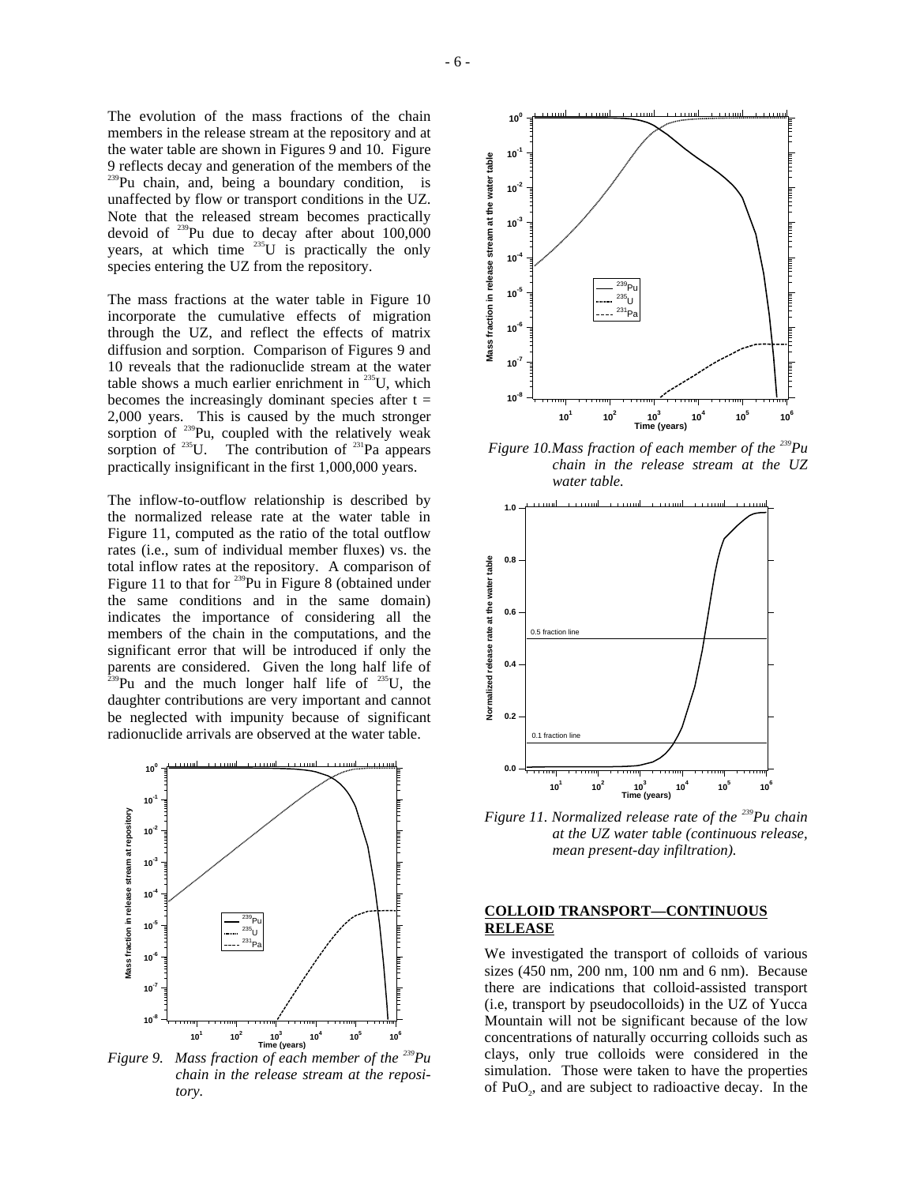The evolution of the mass fractions of the chain members in the release stream at the repository and at the water table are shown in Figures 9 and 10. Figure 9 reflects decay and generation of the members of the $^{239}$Pu chain, and, being a boundary condition, is unaffected by flow or transport conditions in the UZ. Note that the released stream becomes practically devoid of $^{239}$Pu due to decay after about 100,000 years, at which time $^{235}$U is practically the only species entering the UZ from the repository.

The mass fractions at the water table in Figure 10 incorporate the cumulative effects of migration through the UZ, and reflect the effects of matrix diffusion and sorption. Comparison of Figures 9 and 10 reveals that the radionuclide stream at the water table shows a much earlier enrichment in $^{235}$U, which becomes the increasingly dominant species after $t = 2{,}000$ years. This is caused by the much stronger sorption of $^{239}$Pu, coupled with the relatively weak sorption of $^{235}$U. The contribution of $^{231}$Pa appears practically insignificant in the first 1,000,000 years.

The inflow-to-outflow relationship is described by the normalized release rate at the water table in Figure 11, computed as the ratio of the total outflow rates (i.e., sum of individual member fluxes) vs. the total inflow rates at the repository. A comparison of Figure 11 to that for $^{239}$Pu in Figure 8 (obtained under the same conditions and in the same domain) indicates the importance of considering all the members of the chain in the computations, and the significant error that will be introduced if only the parents are considered. Given the long half life of $^{239}$Pu and the much longer half life of $^{235}$U, the daughter contributions are very important and cannot be neglected with impunity because of significant radionuclide arrivals are observed at the water table.

*Figure 9. Mass fraction of each member of the $^{239}$Pu chain in the release stream at the repository.*

*Figure 10. Mass fraction of each member of the $^{239}$Pu chain in the release stream at the UZ water table.*

*Figure 11. Normalized release rate of the $^{239}$Pu chain at the UZ water table (continuous release, mean present-day infiltration).*

## COLLOID TRANSPORT—CONTINUOUS RELEASE

We investigated the transport of colloids of various sizes (450 nm, 200 nm, 100 nm and 6 nm). Because there are indications that colloid-assisted transport (i.e, transport by pseudocolloids) in the UZ of Yucca Mountain will not be significant because of the low concentrations of naturally occurring colloids such as clays, only true colloids were considered in the simulation. Those were taken to have the properties of $PuO_2$, and are subject to radioactive decay. In the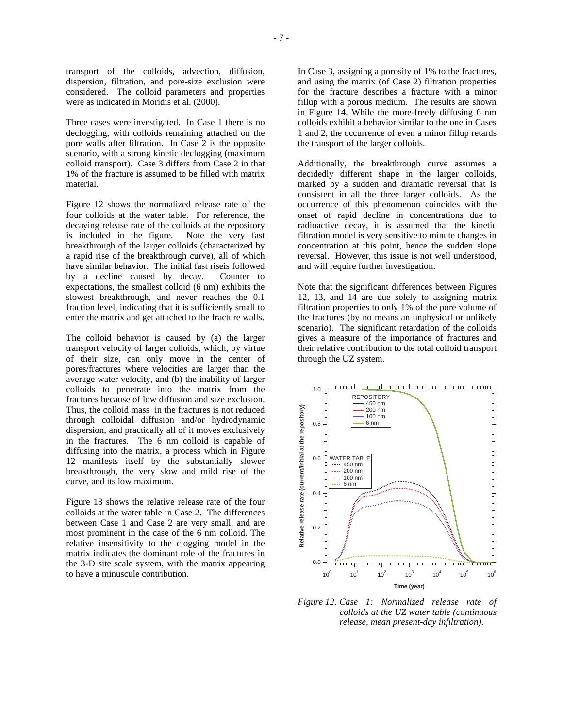transport of the colloids, advection, diffusion, dispersion, filtration, and pore-size exclusion were considered. The colloid parameters and properties were as indicated in Moridis et al. (2000).

Three cases were investigated. In Case 1 there is no declogging, with colloids remaining attached on the pore walls after filtration. In Case 2 is the opposite scenario, with a strong kinetic declogging (maximum colloid transport). Case 3 differs from Case 2 in that 1% of the fracture is assumed to be filled with matrix material.

Figure 12 shows the normalized release rate of the four colloids at the water table. For reference, the decaying release rate of the colloids at the repository is included in the figure. Note the very fast breakthrough of the larger colloids (characterized by a rapid rise of the breakthrough curve), all of which have similar behavior. The initial fast riseis followed by a decline caused by decay. Counter to expectations, the smallest colloid (6 nm) exhibits the slowest breakthrough, and never reaches the 0.1 fraction level, indicating that it is sufficiently small to enter the matrix and get attached to the fracture walls.

The colloid behavior is caused by (a) the larger transport velocity of larger colloids, which, by virtue of their size, can only move in the center of pores/fractures where velocities are larger than the average water velocity, and (b) the inability of larger colloids to penetrate into the matrix from the fractures because of low diffusion and size exclusion. Thus, the colloid mass in the fractures is not reduced through colloidal diffusion and/or hydrodynamic dispersion, and practically all of it moves exclusively in the fractures. The 6 nm colloid is capable of diffusing into the matrix, a process which in Figure 12 manifests itself by the substantially slower breakthrough, the very slow and mild rise of the curve, and its low maximum.

Figure 13 shows the relative release rate of the four colloids at the water table in Case 2. The differences between Case 1 and Case 2 are very small, and are most prominent in the case of the 6 nm colloid. The relative insensitivity to the clogging model in the matrix indicates the dominant role of the fractures in the 3-D site scale system, with the matrix appearing to have a minuscule contribution.

In Case 3, assigning a porosity of 1% to the fractures, and using the matrix (of Case 2) filtration properties for the fracture describes a fracture with a minor fillup with a porous medium. The results are shown in Figure 14. While the more-freely diffusing 6 nm colloids exhibit a behavior similar to the one in Cases 1 and 2, the occurrence of even a minor fillup retards the transport of the larger colloids.

Additionally, the breakthrough curve assumes a decidedly different shape in the larger colloids, marked by a sudden and dramatic reversal that is consistent in all the three larger colloids. As the occurrence of this phenomenon coincides with the onset of rapid decline in concentrations due to radioactive decay, it is assumed that the kinetic filtration model is very sensitive to minute changes in concentration at this point, hence the sudden slope reversal. However, this issue is not well understood, and will require further investigation.

Note that the significant differences between Figures 12, 13, and 14 are due solely to assigning matrix filtration properties to only 1% of the pore volume of the fractures (by no means an unphysical or unlikely scenario). The significant retardation of the colloids gives a measure of the importance of fractures and their relative contribution to the total colloid transport through the UZ system.

*Figure 12. Case 1: Normalized release rate of colloids at the UZ water table (continuous release, mean present-day infiltration).*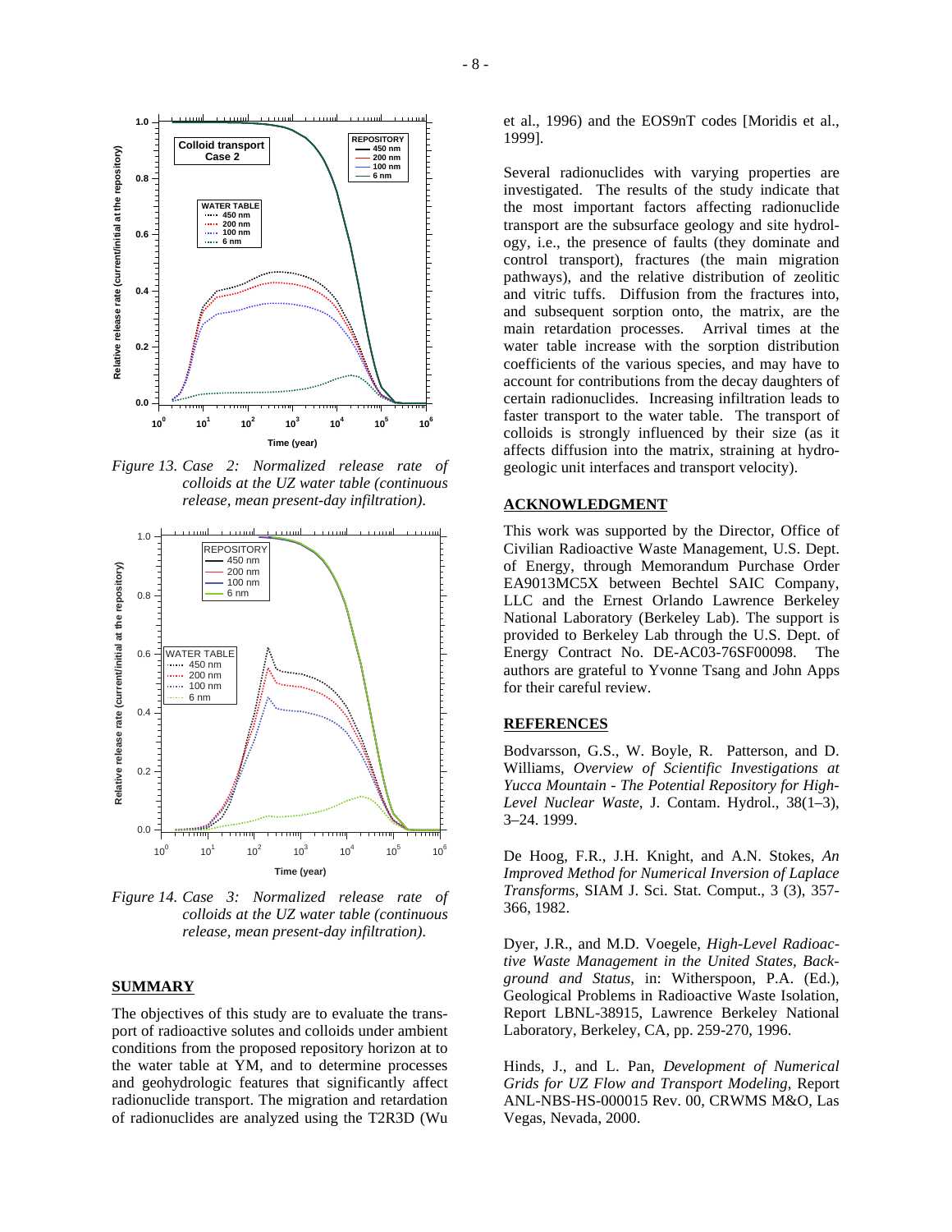*Figure 13. Case 2: Normalized release rate of colloids at the UZ water table (continuous release, mean present-day infiltration).*

*Figure 14. Case 3: Normalized release rate of colloids at the UZ water table (continuous release, mean present-day infiltration).*

## SUMMARY

The objectives of this study are to evaluate the transport of radioactive solutes and colloids under ambient conditions from the proposed repository horizon at to the water table at YM, and to determine processes and geohydrologic features that significantly affect radionuclide transport. The migration and retardation of radionuclides are analyzed using the T2R3D (Wu et al., 1996) and the EOS9nT codes [Moridis et al., 1999].

Several radionuclides with varying properties are investigated. The results of the study indicate that the most important factors affecting radionuclide transport are the subsurface geology and site hydrology, i.e., the presence of faults (they dominate and control transport), fractures (the main migration pathways), and the relative distribution of zeolitic and vitric tuffs. Diffusion from the fractures into, and subsequent sorption onto, the matrix, are the main retardation processes. Arrival times at the water table increase with the sorption distribution coefficients of the various species, and may have to account for contributions from the decay daughters of certain radionuclides. Increasing infiltration leads to faster transport to the water table. The transport of colloids is strongly influenced by their size (as it affects diffusion into the matrix, straining at hydrogeologic unit interfaces and transport velocity).

## ACKNOWLEDGMENT

This work was supported by the Director, Office of Civilian Radioactive Waste Management, U.S. Dept. of Energy, through Memorandum Purchase Order EA9013MC5X between Bechtel SAIC Company, LLC and the Ernest Orlando Lawrence Berkeley National Laboratory (Berkeley Lab). The support is provided to Berkeley Lab through the U.S. Dept. of Energy Contract No. DE-AC03-76SF00098. The authors are grateful to Yvonne Tsang and John Apps for their careful review.

## REFERENCES

Bodvarsson, G.S., W. Boyle, R. Patterson, and D. Williams, *Overview of Scientific Investigations at Yucca Mountain - The Potential Repository for High-Level Nuclear Waste*, J. Contam. Hydrol., 38(1–3), 3–24. 1999.

De Hoog, F.R., J.H. Knight, and A.N. Stokes, *An Improved Method for Numerical Inversion of Laplace Transforms*, SIAM J. Sci. Stat. Comput., 3 (3), 357-366, 1982.

Dyer, J.R., and M.D. Voegele, *High-Level Radioactive Waste Management in the United States, Background and Status*, in: Witherspoon, P.A. (Ed.), Geological Problems in Radioactive Waste Isolation, Report LBNL-38915, Lawrence Berkeley National Laboratory, Berkeley, CA, pp. 259-270, 1996.

Hinds, J., and L. Pan, *Development of Numerical Grids for UZ Flow and Transport Modeling*, Report ANL-NBS-HS-000015 Rev. 00, CRWMS M&O, Las Vegas, Nevada, 2000.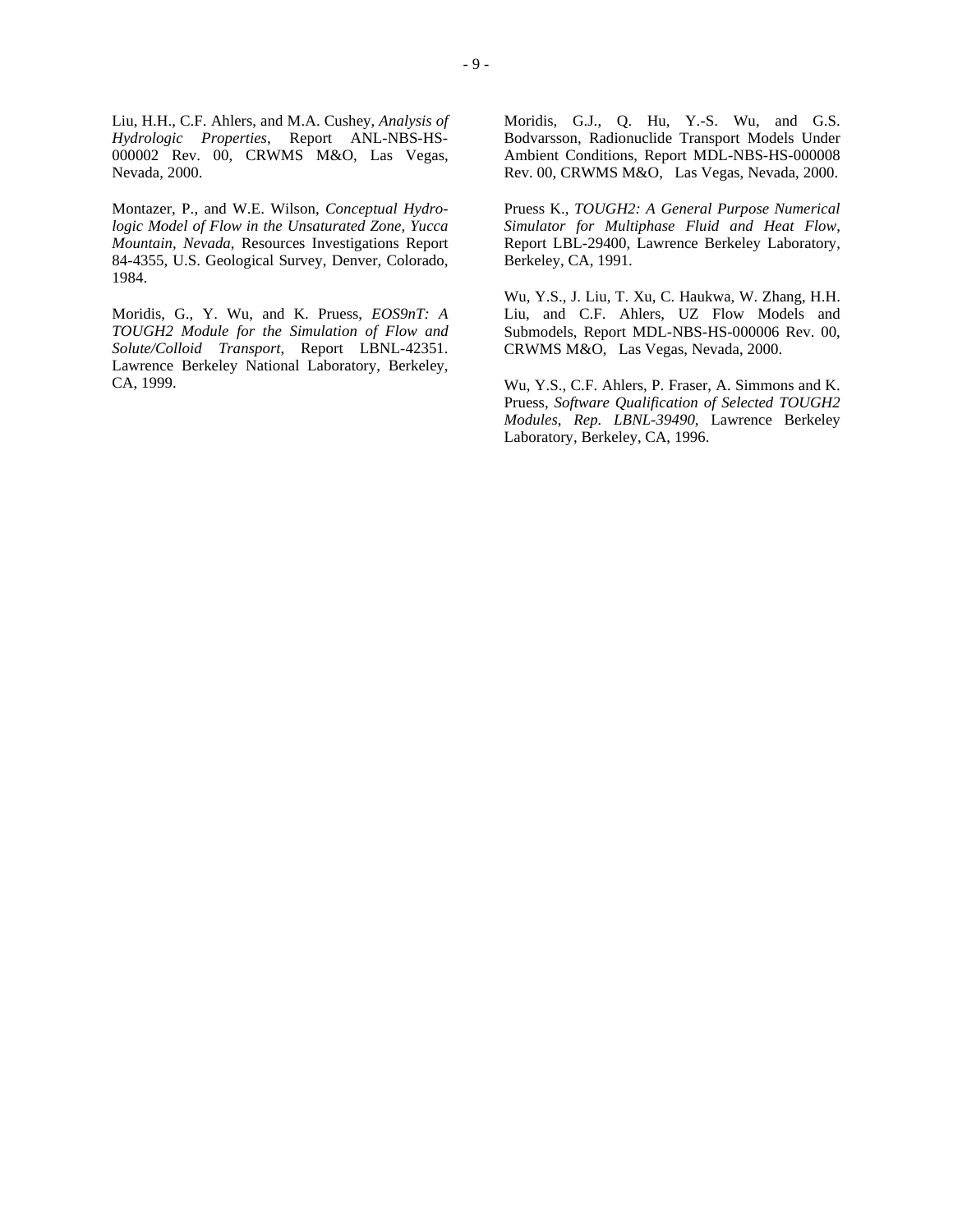Liu, H.H., C.F. Ahlers, and M.A. Cushey, *Analysis of Hydrologic Properties*, Report ANL-NBS-HS-000002 Rev. 00, CRWMS M&O, Las Vegas, Nevada, 2000.

Montazer, P., and W.E. Wilson, *Conceptual Hydrologic Model of Flow in the Unsaturated Zone, Yucca Mountain, Nevada*, Resources Investigations Report 84-4355, U.S. Geological Survey, Denver, Colorado, 1984.

Moridis, G., Y. Wu, and K. Pruess, *EOS9nT: A TOUGH2 Module for the Simulation of Flow and Solute/Colloid Transport*, Report LBNL-42351. Lawrence Berkeley National Laboratory, Berkeley, CA, 1999.

Moridis, G.J., Q. Hu, Y.-S. Wu, and G.S. Bodvarsson, Radionuclide Transport Models Under Ambient Conditions, Report MDL-NBS-HS-000008 Rev. 00, CRWMS M&O, Las Vegas, Nevada, 2000.

Pruess K., *TOUGH2: A General Purpose Numerical Simulator for Multiphase Fluid and Heat Flow*, Report LBL-29400, Lawrence Berkeley Laboratory, Berkeley, CA, 1991.

Wu, Y.S., J. Liu, T. Xu, C. Haukwa, W. Zhang, H.H. Liu, and C.F. Ahlers, UZ Flow Models and Submodels, Report MDL-NBS-HS-000006 Rev. 00, CRWMS M&O, Las Vegas, Nevada, 2000.

Wu, Y.S., C.F. Ahlers, P. Fraser, A. Simmons and K. Pruess, *Software Qualification of Selected TOUGH2 Modules, Rep. LBNL-39490,* Lawrence Berkeley Laboratory, Berkeley, CA, 1996.